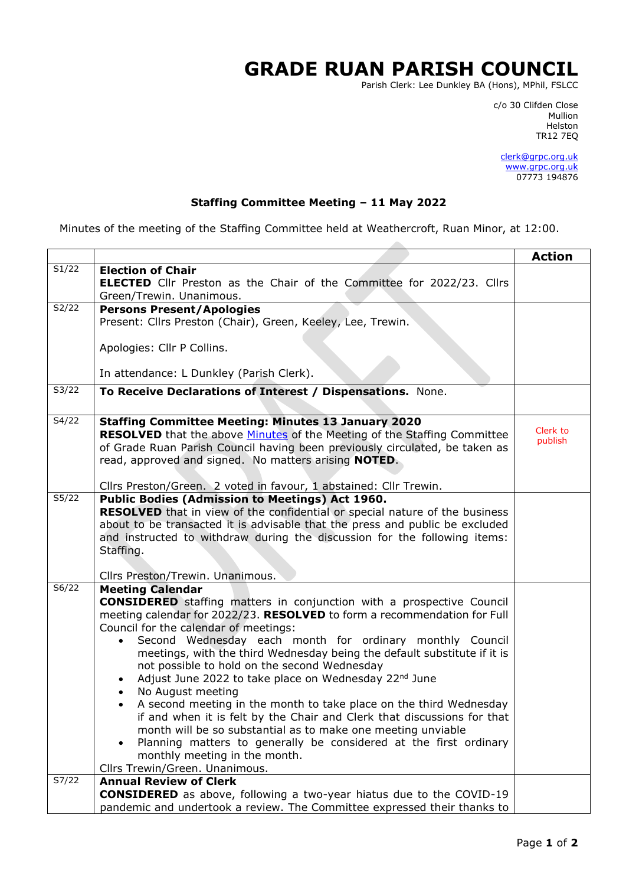# GRADE RUAN PARISH COUNCIL

Parish Clerk: Lee Dunkley BA (Hons), MPhil, FSLCC

c/o 30 Clifden Close
Mullion
Helston
TR12 7EQ

clerk@grpc.org.uk
www.grpc.org.uk
07773 194876

**Staffing Committee Meeting – 11 May 2022**

Minutes of the meeting of the Staffing Committee held at Weathercroft, Ruan Minor, at 12:00.

| | | Action |
|---|---|---|
| S1/22 | **Election of Chair**<br>**ELECTED** Cllr Preston as the Chair of the Committee for 2022/23. Cllrs Green/Trewin. Unanimous. | |
| S2/22 | **Persons Present/Apologies**<br>Present: Cllrs Preston (Chair), Green, Keeley, Lee, Trewin.<br><br>Apologies: Cllr P Collins.<br><br>In attendance: L Dunkley (Parish Clerk). | |
| S3/22 | **To Receive Declarations of Interest / Dispensations.** None. | |
| S4/22 | **Staffing Committee Meeting: Minutes 13 January 2020**<br>**RESOLVED** that the above Minutes of the Meeting of the Staffing Committee of Grade Ruan Parish Council having been previously circulated, be taken as read, approved and signed. No matters arising **NOTED**.<br><br>Cllrs Preston/Green. 2 voted in favour, 1 abstained: Cllr Trewin. | Clerk to publish |
| S5/22 | **Public Bodies (Admission to Meetings) Act 1960.**<br>**RESOLVED** that in view of the confidential or special nature of the business about to be transacted it is advisable that the press and public be excluded and instructed to withdraw during the discussion for the following items: Staffing.<br><br>Cllrs Preston/Trewin. Unanimous. | |
| S6/22 | **Meeting Calendar**<br>**CONSIDERED** staffing matters in conjunction with a prospective Council meeting calendar for 2022/23. **RESOLVED** to form a recommendation for Full Council for the calendar of meetings:<br>• Second Wednesday each month for ordinary monthly Council meetings, with the third Wednesday being the default substitute if it is not possible to hold on the second Wednesday<br>• Adjust June 2022 to take place on Wednesday 22nd June<br>• No August meeting<br>• A second meeting in the month to take place on the third Wednesday if and when it is felt by the Chair and Clerk that discussions for that month will be so substantial as to make one meeting unviable<br>• Planning matters to generally be considered at the first ordinary monthly meeting in the month.<br>Cllrs Trewin/Green. Unanimous. | |
| S7/22 | **Annual Review of Clerk**<br>**CONSIDERED** as above, following a two-year hiatus due to the COVID-19 pandemic and undertook a review. The Committee expressed their thanks to | |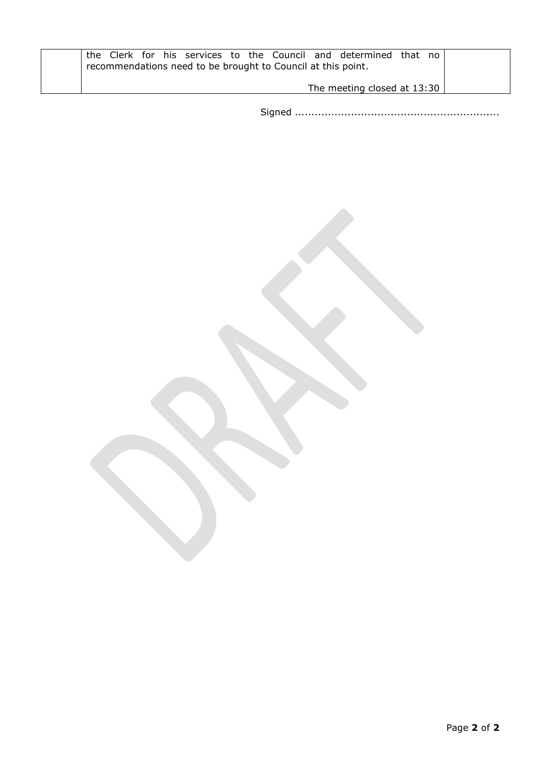| | | |
|---|---|---|
| | the Clerk for his services to the Council and determined that no recommendations need to be brought to Council at this point.<br><br>The meeting closed at 13:30 | |

Signed ..............................................................

DRAFT